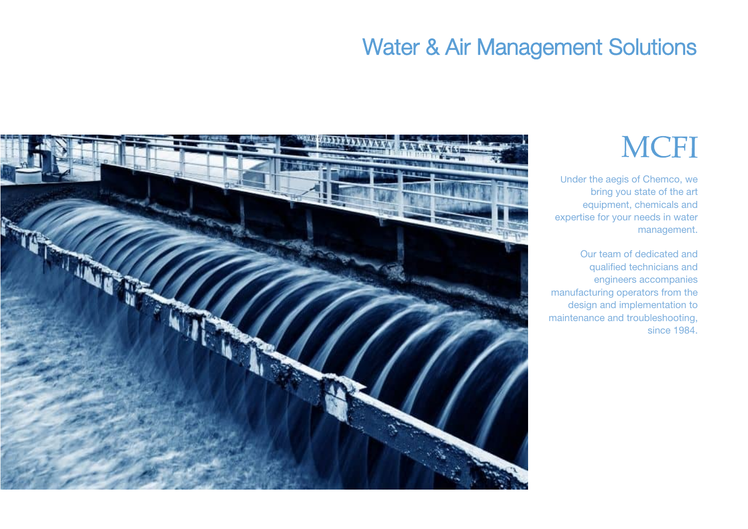# Water & Air Management Solutions

## MCFI

Under the aegis of Chemco, we bring you state of the art equipment, chemicals and expertise for your needs in water management.

Our team of dedicated and qualified technicians and engineers accompanies manufacturing operators from the design and implementation to maintenance and troubleshooting, since 1984.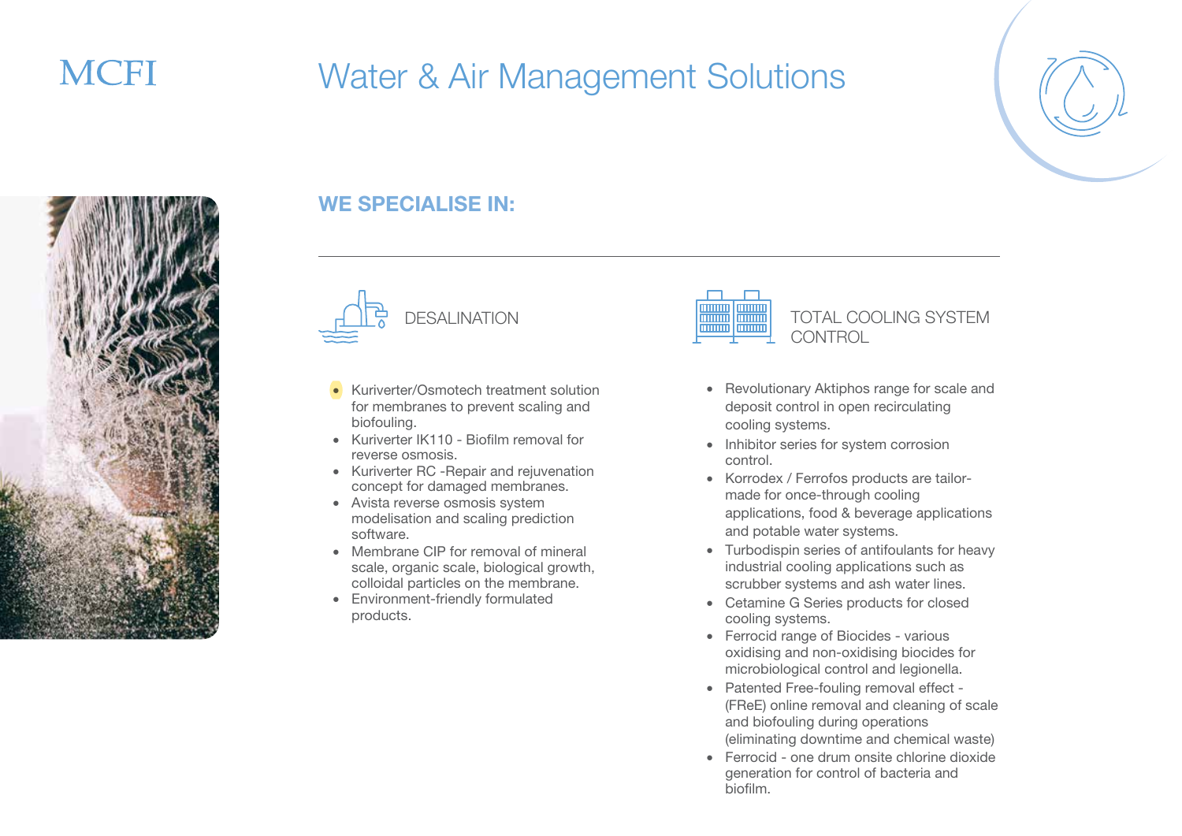MCFI

# Water & Air Management Solutions

## WE SPECIALISE IN:

### DESALINATION

- Kuriverter/Osmotech treatment solution for membranes to prevent scaling and biofouling.
- Kuriverter IK110 - Biofilm removal for reverse osmosis.
- Kuriverter RC -Repair and rejuvenation concept for damaged membranes.
- Avista reverse osmosis system modelisation and scaling prediction software.
- Membrane CIP for removal of mineral scale, organic scale, biological growth, colloidal particles on the membrane.
- Environment-friendly formulated products.

### TOTAL COOLING SYSTEM CONTROL

- Revolutionary Aktiphos range for scale and deposit control in open recirculating cooling systems.
- Inhibitor series for system corrosion control.
- Korrodex / Ferrofos products are tailor-made for once-through cooling applications, food & beverage applications and potable water systems.
- Turbodispin series of antifoulants for heavy industrial cooling applications such as scrubber systems and ash water lines.
- Cetamine G Series products for closed cooling systems.
- Ferrocid range of Biocides - various oxidising and non-oxidising biocides for microbiological control and legionella.
- Patented Free-fouling removal effect - (FReE) online removal and cleaning of scale and biofouling during operations (eliminating downtime and chemical waste)
- Ferrocid - one drum onsite chlorine dioxide generation for control of bacteria and biofilm.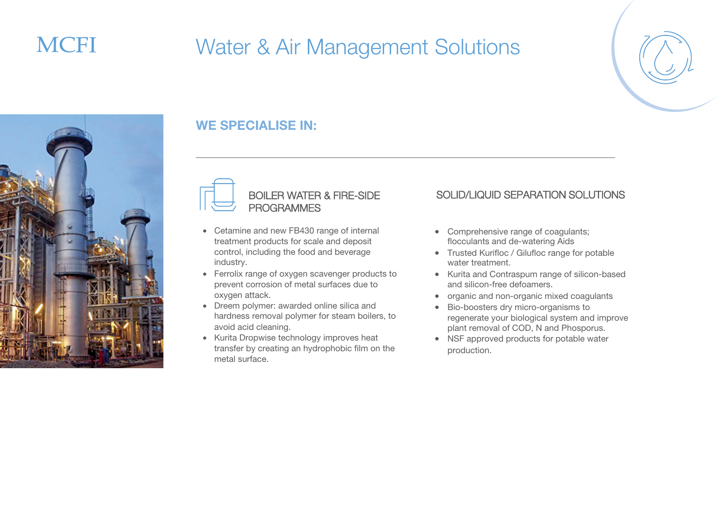MCFI

# Water & Air Management Solutions

## WE SPECIALISE IN:

### BOILER WATER & FIRE-SIDE PROGRAMMES

- Cetamine and new FB430 range of internal treatment products for scale and deposit control, including the food and beverage industry.
- Ferrolix range of oxygen scavenger products to prevent corrosion of metal surfaces due to oxygen attack.
- Dreem polymer: awarded online silica and hardness removal polymer for steam boilers, to avoid acid cleaning.
- Kurita Dropwise technology improves heat transfer by creating an hydrophobic film on the metal surface.

### SOLID/LIQUID SEPARATION SOLUTIONS

- Comprehensive range of coagulants; flocculants and de-watering Aids
- Trusted Kurifloc / Gilufloc range for potable water treatment.
- Kurita and Contraspum range of silicon-based and silicon-free defoamers.
- organic and non-organic mixed coagulants
- Bio-boosters dry micro-organisms to regenerate your biological system and improve plant removal of COD, N and Phosporus.
- NSF approved products for potable water production.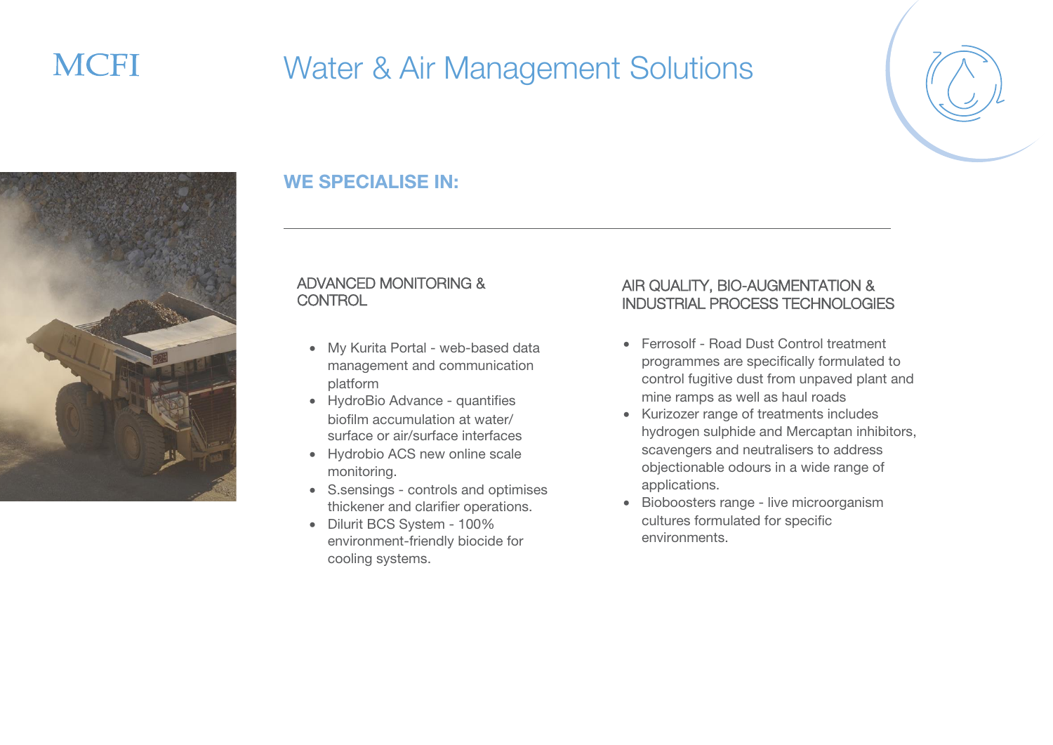MCFI

# Water & Air Management Solutions

## WE SPECIALISE IN:

### ADVANCED MONITORING & CONTROL

- My Kurita Portal - web-based data management and communication platform
- HydroBio Advance - quantifies biofilm accumulation at water/ surface or air/surface interfaces
- Hydrobio ACS new online scale monitoring.
- S.sensings - controls and optimises thickener and clarifier operations.
- Dilurit BCS System - 100% environment-friendly biocide for cooling systems.

### AIR QUALITY, BIO-AUGMENTATION & INDUSTRIAL PROCESS TECHNOLOGIES

- Ferrosolf - Road Dust Control treatment programmes are specifically formulated to control fugitive dust from unpaved plant and mine ramps as well as haul roads
- Kurizozer range of treatments includes hydrogen sulphide and Mercaptan inhibitors, scavengers and neutralisers to address objectionable odours in a wide range of applications.
- Bioboosters range - live microorganism cultures formulated for specific environments.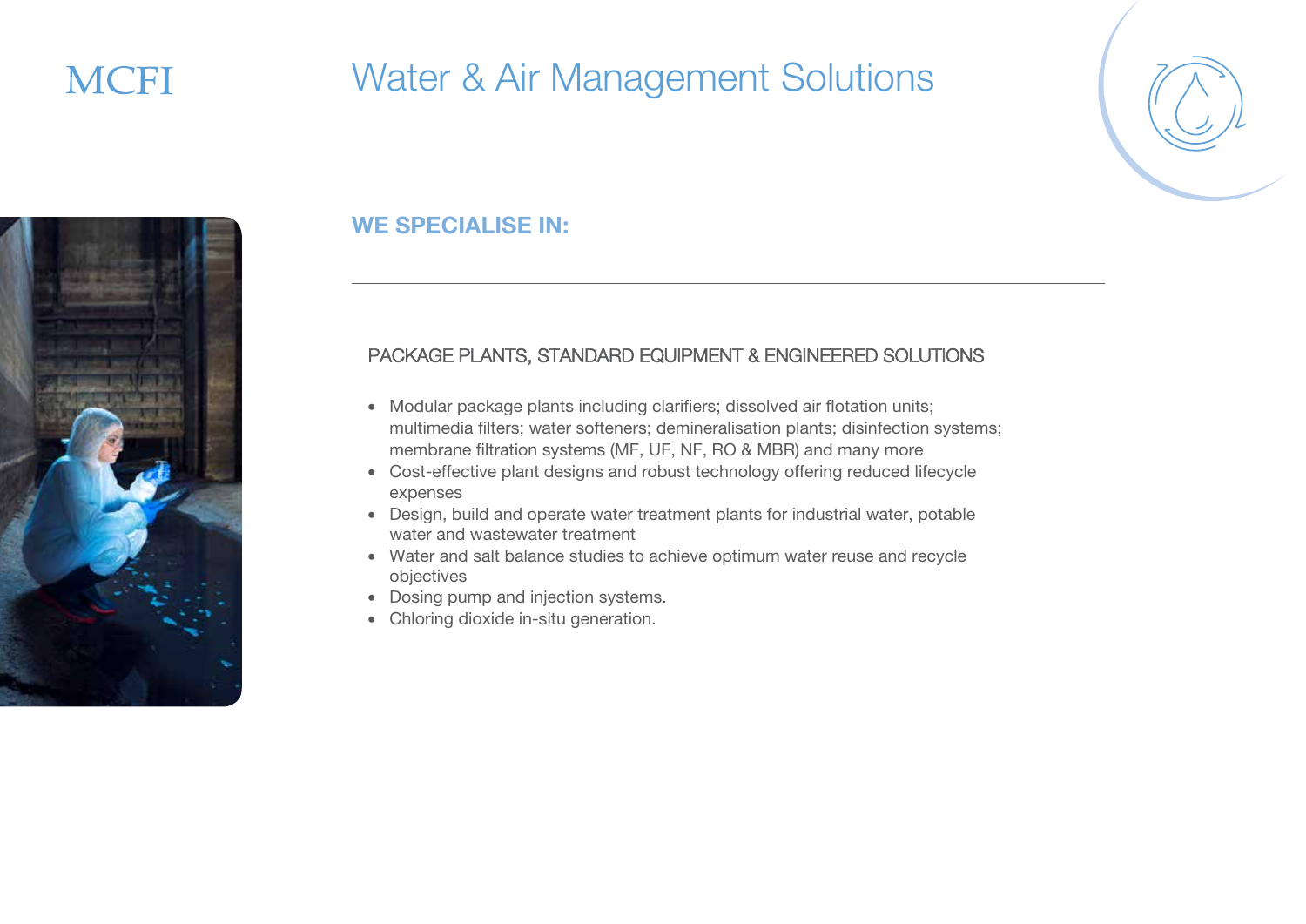# Water & Air Management Solutions

## WE SPECIALISE IN:

### PACKAGE PLANTS, STANDARD EQUIPMENT & ENGINEERED SOLUTIONS

- Modular package plants including clarifiers; dissolved air flotation units; multimedia filters; water softeners; demineralisation plants; disinfection systems; membrane filtration systems (MF, UF, NF, RO & MBR) and many more
- Cost-effective plant designs and robust technology offering reduced lifecycle expenses
- Design, build and operate water treatment plants for industrial water, potable water and wastewater treatment
- Water and salt balance studies to achieve optimum water reuse and recycle objectives
- Dosing pump and injection systems.
- Chloring dioxide in-situ generation.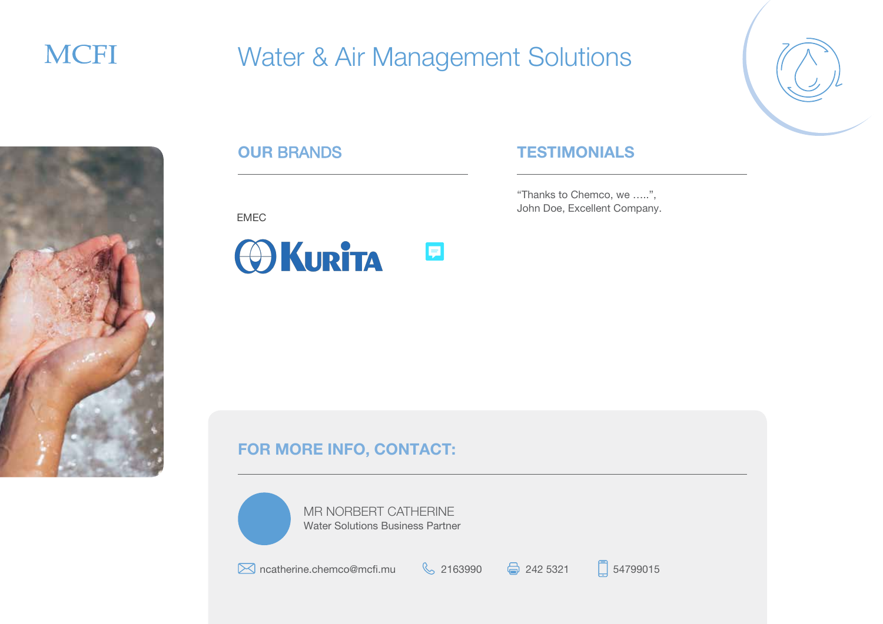MCFI

# Water & Air Management Solutions

## OUR BRANDS

EMEC

KURITA

## TESTIMONIALS

"Thanks to Chemco, we .....",
John Doe, Excellent Company.

## FOR MORE INFO, CONTACT:

MR NORBERT CATHERINE
Water Solutions Business Partner

ncatherine.chemco@mcfi.mu 2163990 242 5321 54799015